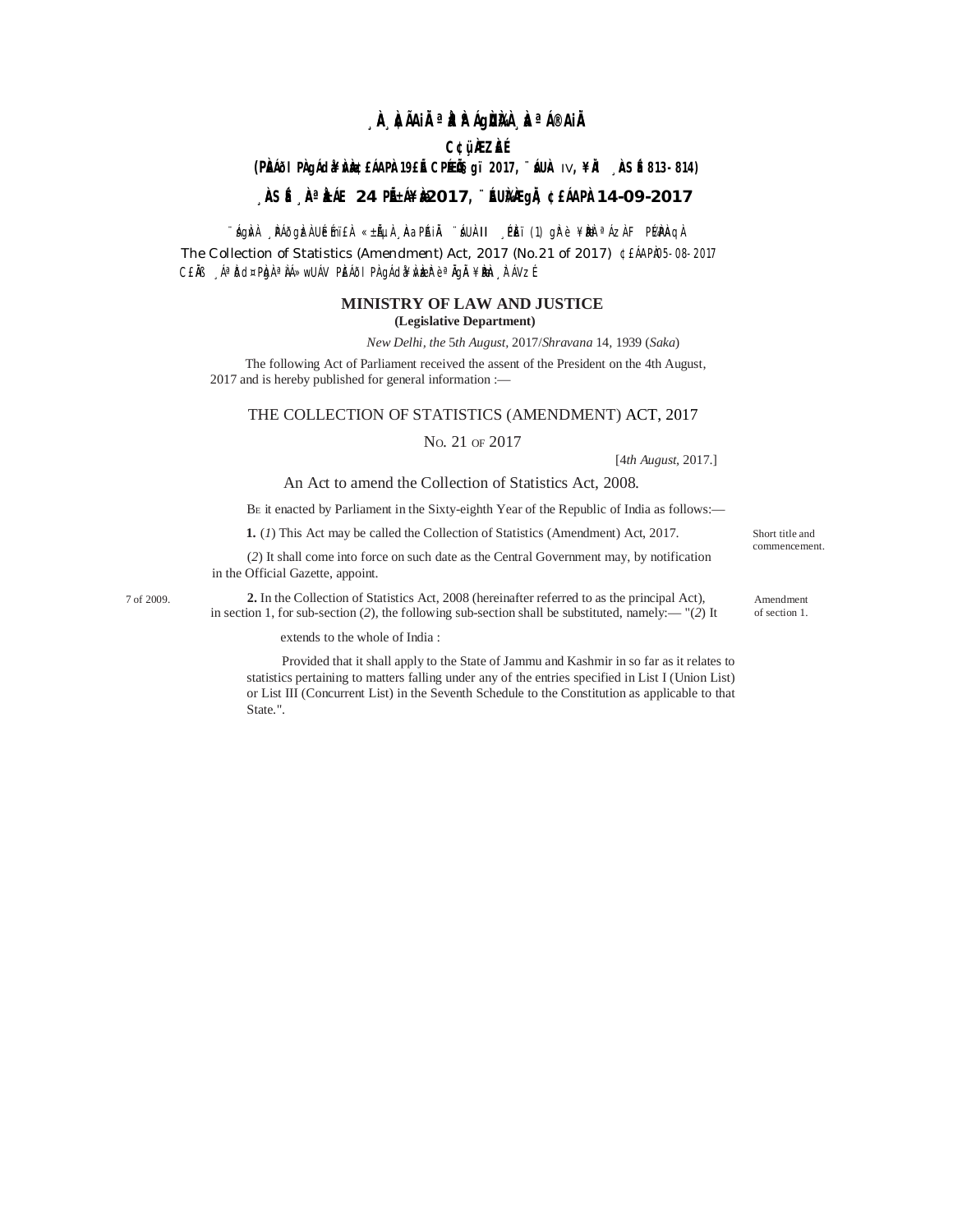¸ÀA¸ÀzÀ ªÀåªÀºÁgÀUÀ¼À ¸ÀaªÁ®AiÀÄ

C¢ü¸ÀÆZÀ£É

(PÀ£ÁðlPÀ gÁdå¥ÀvÀæ ¢£ÁAPÀ 19£Éà CPÉÆÖçgï 2017, ¨sÁUÀ IV, ¥ÀÄlB ¸ÀASÉå 813-814)

¸ÀASÉå ¸ÀªÀå±ÁE 24 PÉÃ¥Àæ 2017, ¨ÉAUÀ¼ÀÆgÀÄ, ¢£ÁAPÀ 14-09-2017

The Collection of Statistics (Amendment) Act, 2017 (No.21 of 2017) ¢£ÁAPÀ 05-08-2017

## MINISTRY OF LAW AND JUSTICE

**(Legislative Department)**

*New Delhi, the 5th August*, 2017/*Shravana* 14, 1939 (*Saka*)

The following Act of Parliament received the assent of the President on the 4th August, 2017 and is hereby published for general information :—

## THE COLLECTION OF STATISTICS (AMENDMENT) ACT, 2017

No. 21 of 2017

[*4th August*, 2017.]

An Act to amend the Collection of Statistics Act, 2008.

Be it enacted by Parliament in the Sixty-eighth Year of the Republic of India as follows:—

Short title and commencement.

**1.** (*1*) This Act may be called the Collection of Statistics (Amendment) Act, 2017.

(*2*) It shall come into force on such date as the Central Government may, by notification in the Official Gazette, appoint.

7 of 2009.

Amendment of section 1.

**2.** In the Collection of Statistics Act, 2008 (hereinafter referred to as the principal Act), in section 1, for sub-section (*2*), the following sub-section shall be substituted, namely:— "(*2*) It extends to the whole of India :

Provided that it shall apply to the State of Jammu and Kashmir in so far as it relates to statistics pertaining to matters falling under any of the entries specified in List I (Union List) or List III (Concurrent List) in the Seventh Schedule to the Constitution as applicable to that State.".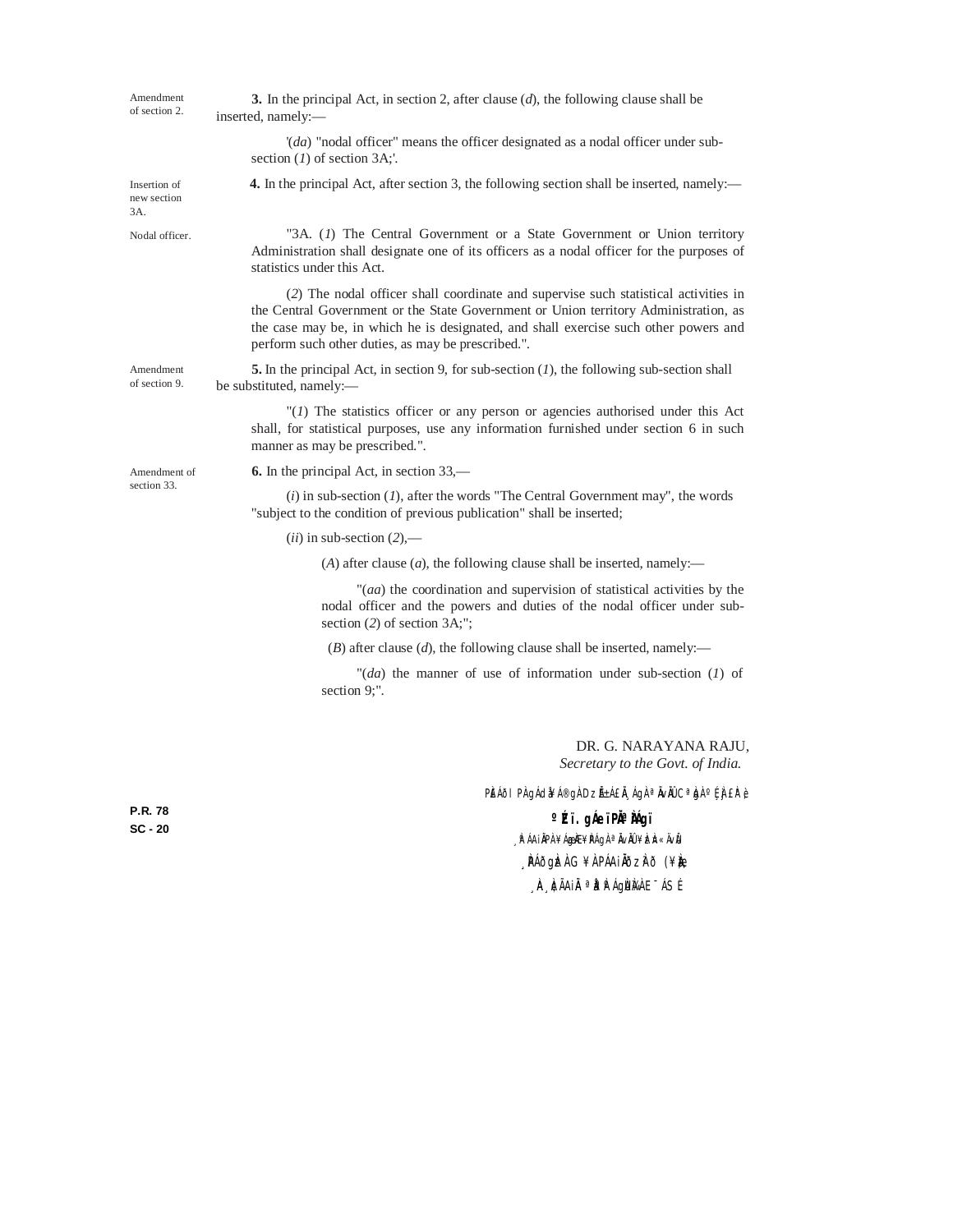*Amendment of section 2.*

**3.** In the principal Act, in section 2, after clause (*d*), the following clause shall be inserted, namely:—

'(*da*) "nodal officer" means the officer designated as a nodal officer under sub-section (*1*) of section 3A;'.

*Insertion of new section 3A.*

**4.** In the principal Act, after section 3, the following section shall be inserted, namely:—

*Nodal officer.*

"3A. (*1*) The Central Government or a State Government or Union territory Administration shall designate one of its officers as a nodal officer for the purposes of statistics under this Act.

(*2*) The nodal officer shall coordinate and supervise such statistical activities in the Central Government or the State Government or Union territory Administration, as the case may be, in which he is designated, and shall exercise such other powers and perform such other duties, as may be prescribed.".

*Amendment of section 9.*

**5.** In the principal Act, in section 9, for sub-section (*1*), the following sub-section shall be substituted, namely:—

"(*1*) The statistics officer or any person or agencies authorised under this Act shall, for statistical purposes, use any information furnished under section 6 in such manner as may be prescribed.".

*Amendment of section 33.*

**6.** In the principal Act, in section 33,—

(*i*) in sub-section (*1*), after the words "The Central Government may", the words "subject to the condition of previous publication" shall be inserted;

(*ii*) in sub-section (*2*),—

(*A*) after clause (*a*), the following clause shall be inserted, namely:—

"(*aa*) the coordination and supervision of statistical activities by the nodal officer and the powers and duties of the nodal officer under sub-section (*2*) of section 3A;";

(*B*) after clause (*d*), the following clause shall be inserted, namely:—

"(*da*) the manner of use of information under sub-section (*1*) of section 9;".

DR. G. NARAYANA RAJU,
*Secretary to the Govt. of India.*

P.R. 78
SC - 20